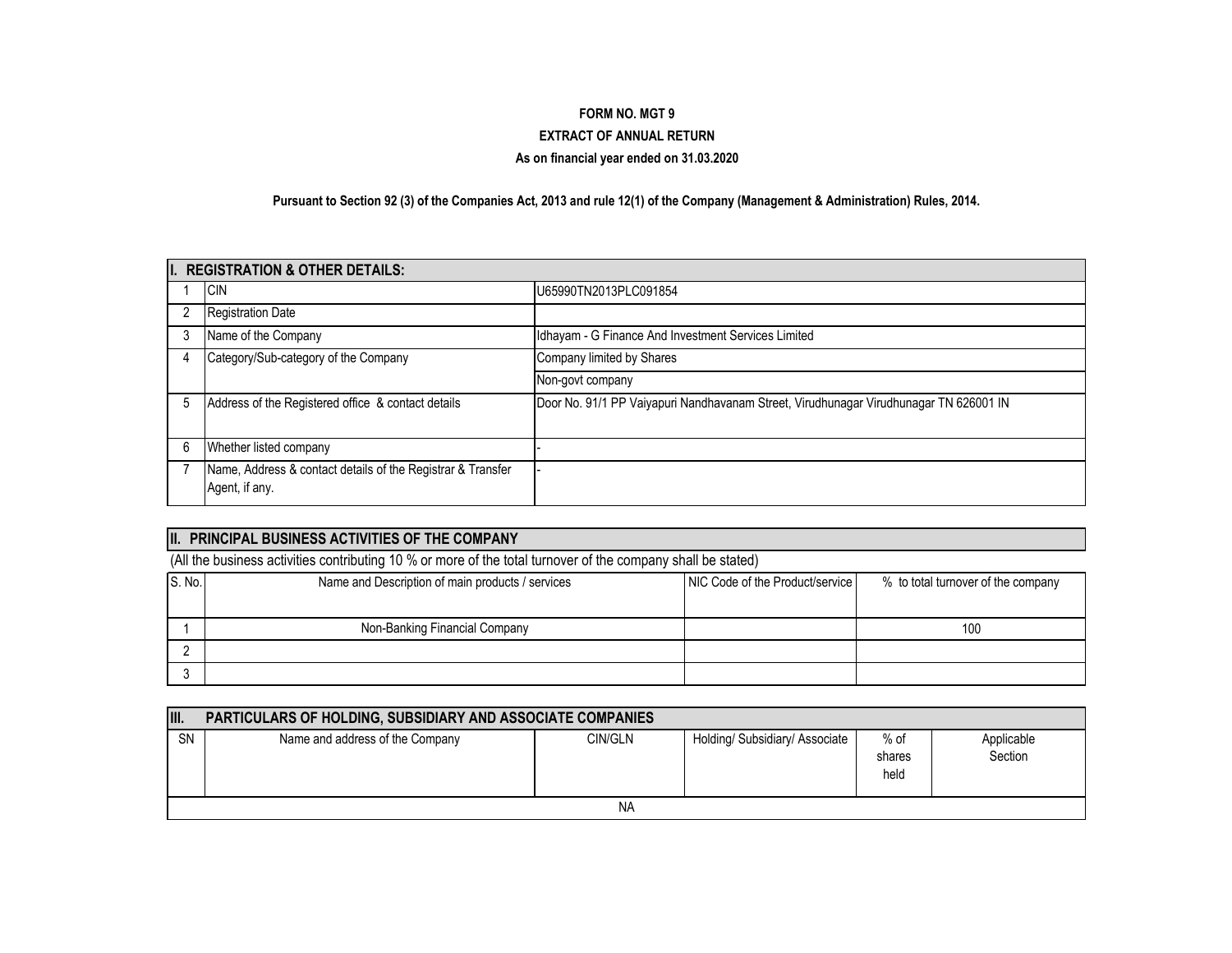# FORM NO. MGT 9

## EXTRACT OF ANNUAL RETURN

**As on financial year ended on 31.03.2020**

**Pursuant to Section 92 (3) of the Companies Act, 2013 and rule 12(1) of the Company (Management & Administration) Rules, 2014.**

| **I. REGISTRATION & OTHER DETAILS:** | | |
|---|---|---|
| 1 | CIN | U65990TN2013PLC091854 |
| 2 | Registration Date | |
| 3 | Name of the Company | Idhayam - G Finance And Investment Services Limited |
| 4 | Category/Sub-category of the Company | Company limited by Shares |
| | | Non-govt company |
| 5 | Address of the Registered office & contact details | Door No. 91/1 PP Vaiyapuri Nandhavanam Street, Virudhunagar Virudhunagar TN 626001 IN |
| 6 | Whether listed company | - |
| 7 | Name, Address & contact details of the Registrar & Transfer Agent, if any. | - |

**II. PRINCIPAL BUSINESS ACTIVITIES OF THE COMPANY**

(All the business activities contributing 10 % or more of the total turnover of the company shall be stated)

| S. No. | Name and Description of main products / services | NIC Code of the Product/service | % to total turnover of the company |
|---|---|---|---|
| 1 | Non-Banking Financial Company | | 100 |
| 2 | | | |
| 3 | | | |

**III. PARTICULARS OF HOLDING, SUBSIDIARY AND ASSOCIATE COMPANIES**

| SN | Name and address of the Company | CIN/GLN | Holding/ Subsidiary/ Associate | % of shares held | Applicable Section |
|---|---|---|---|---|---|
| | | NA | | | |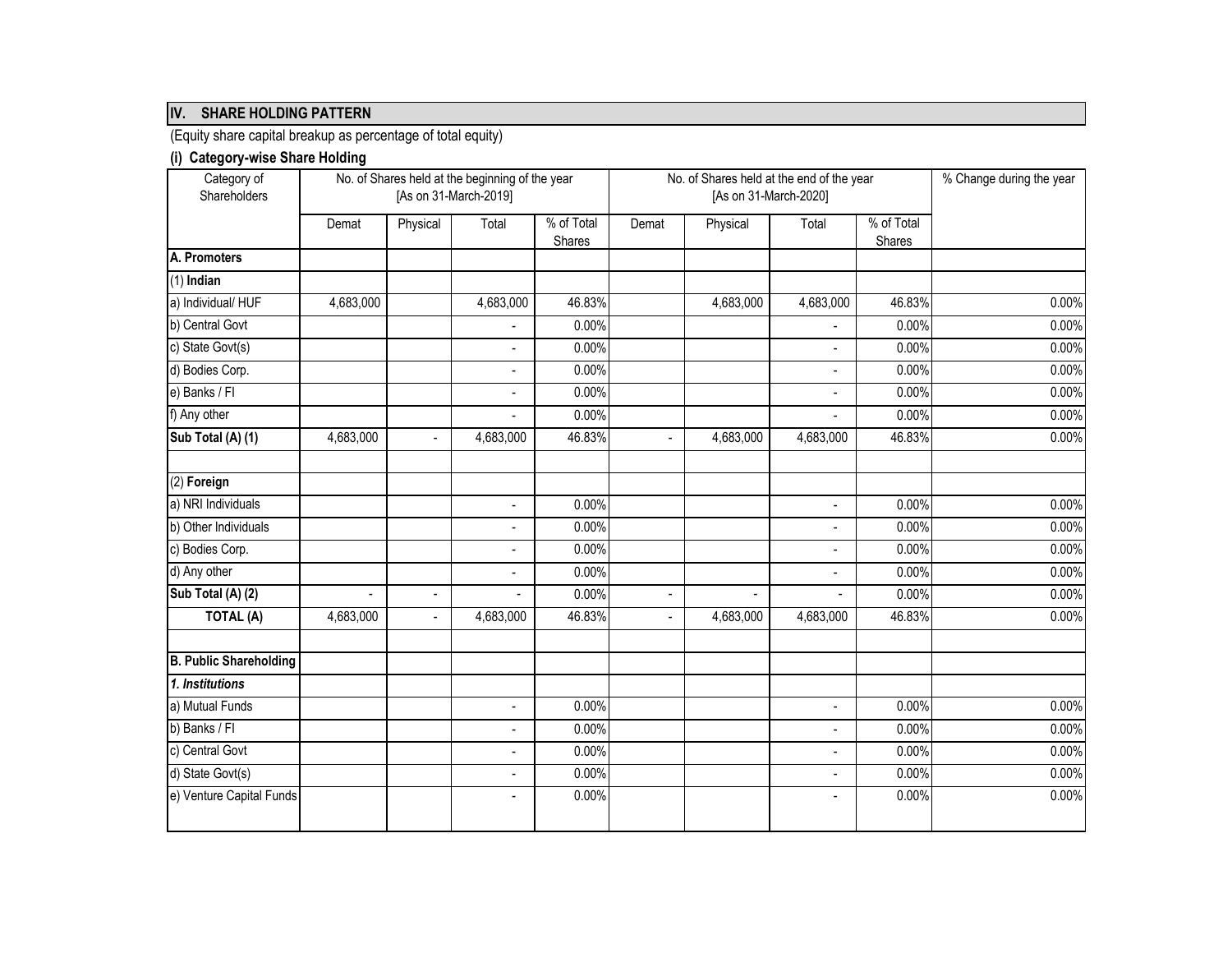## IV. SHARE HOLDING PATTERN

(Equity share capital breakup as percentage of total equity)

### (i) Category-wise Share Holding

| Category of Shareholders | No. of Shares held at the beginning of the year [As on 31-March-2019] | | | | No. of Shares held at the end of the year [As on 31-March-2020] | | | | % Change during the year |
|---|---|---|---|---|---|---|---|---|---|
| | Demat | Physical | Total | % of Total Shares | Demat | Physical | Total | % of Total Shares | |
| **A. Promoters** | | | | | | | | | |
| (1) **Indian** | | | | | | | | | |
| a) Individual/ HUF | 4,683,000 | | 4,683,000 | 46.83% | | 4,683,000 | 4,683,000 | 46.83% | 0.00% |
| b) Central Govt | | | - | 0.00% | | | - | 0.00% | 0.00% |
| c) State Govt(s) | | | - | 0.00% | | | - | 0.00% | 0.00% |
| d) Bodies Corp. | | | - | 0.00% | | | - | 0.00% | 0.00% |
| e) Banks / FI | | | - | 0.00% | | | - | 0.00% | 0.00% |
| f) Any other | | | - | 0.00% | | | - | 0.00% | 0.00% |
| **Sub Total (A) (1)** | 4,683,000 | - | 4,683,000 | 46.83% | - | 4,683,000 | 4,683,000 | 46.83% | 0.00% |
| | | | | | | | | | |
| (2) **Foreign** | | | | | | | | | |
| a) NRI Individuals | | | - | 0.00% | | | - | 0.00% | 0.00% |
| b) Other Individuals | | | - | 0.00% | | | - | 0.00% | 0.00% |
| c) Bodies Corp. | | | - | 0.00% | | | - | 0.00% | 0.00% |
| d) Any other | | | - | 0.00% | | | - | 0.00% | 0.00% |
| **Sub Total (A) (2)** | - | - | - | 0.00% | - | - | - | 0.00% | 0.00% |
| **TOTAL (A)** | 4,683,000 | - | 4,683,000 | 46.83% | - | 4,683,000 | 4,683,000 | 46.83% | 0.00% |
| | | | | | | | | | |
| **B. Public Shareholding** | | | | | | | | | |
| ***1. Institutions*** | | | | | | | | | |
| a) Mutual Funds | | | - | 0.00% | | | - | 0.00% | 0.00% |
| b) Banks / FI | | | - | 0.00% | | | - | 0.00% | 0.00% |
| c) Central Govt | | | - | 0.00% | | | - | 0.00% | 0.00% |
| d) State Govt(s) | | | - | 0.00% | | | - | 0.00% | 0.00% |
| e) Venture Capital Funds | | | - | 0.00% | | | - | 0.00% | 0.00% |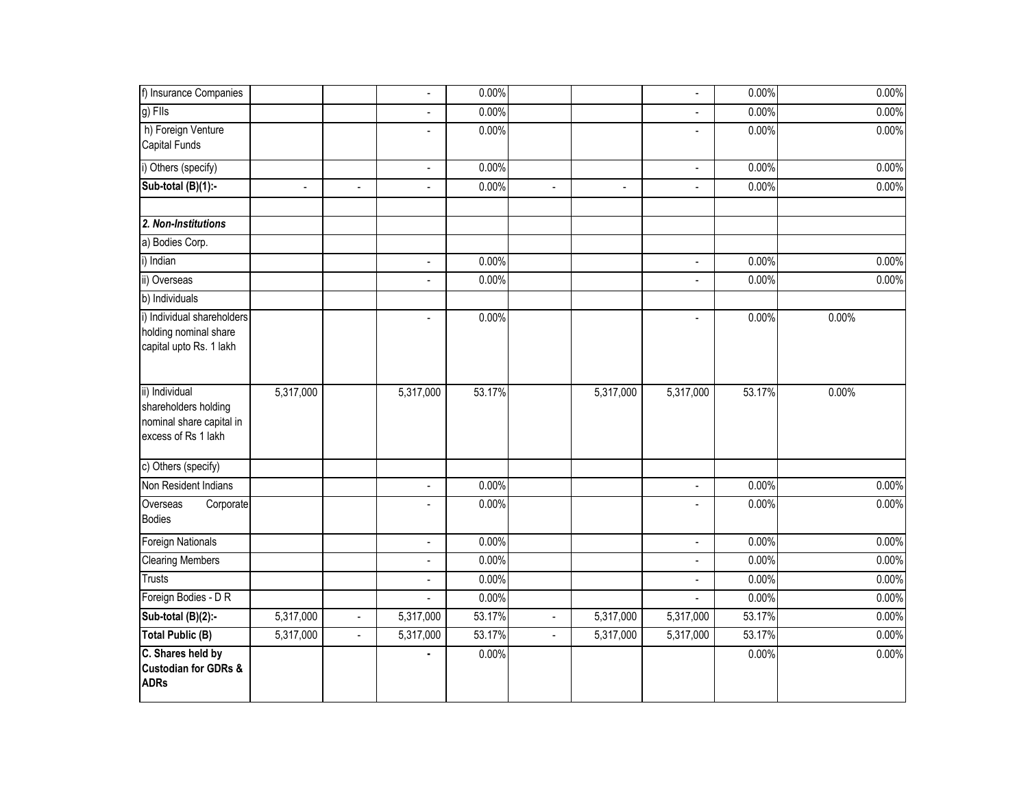| | | | | | | | | | |
|---|---|---|---|---|---|---|---|---|---|
| f) Insurance Companies | | | - | 0.00% | | | - | 0.00% | 0.00% |
| g) FIIs | | | - | 0.00% | | | - | 0.00% | 0.00% |
| h) Foreign Venture Capital Funds | | | - | 0.00% | | | - | 0.00% | 0.00% |
| i) Others (specify) | | | - | 0.00% | | | - | 0.00% | 0.00% |
| **Sub-total (B)(1):-** | - | - | - | 0.00% | - | - | - | 0.00% | 0.00% |
| | | | | | | | | | |
| ***2. Non-Institutions*** | | | | | | | | | |
| a) Bodies Corp. | | | | | | | | | |
| i) Indian | | | - | 0.00% | | | - | 0.00% | 0.00% |
| ii) Overseas | | | - | 0.00% | | | - | 0.00% | 0.00% |
| b) Individuals | | | | | | | | | |
| i) Individual shareholders holding nominal share capital upto Rs. 1 lakh | | | - | 0.00% | | | - | 0.00% | 0.00% |
| ii) Individual shareholders holding nominal share capital in excess of Rs 1 lakh | 5,317,000 | | 5,317,000 | 53.17% | | 5,317,000 | 5,317,000 | 53.17% | 0.00% |
| c) Others (specify) | | | | | | | | | |
| Non Resident Indians | | | - | 0.00% | | | - | 0.00% | 0.00% |
| Overseas Corporate Bodies | | | - | 0.00% | | | - | 0.00% | 0.00% |
| Foreign Nationals | | | - | 0.00% | | | - | 0.00% | 0.00% |
| Clearing Members | | | - | 0.00% | | | - | 0.00% | 0.00% |
| Trusts | | | - | 0.00% | | | - | 0.00% | 0.00% |
| Foreign Bodies - D R | | | - | 0.00% | | | - | 0.00% | 0.00% |
| **Sub-total (B)(2):-** | 5,317,000 | - | 5,317,000 | 53.17% | - | 5,317,000 | 5,317,000 | 53.17% | 0.00% |
| **Total Public (B)** | 5,317,000 | - | 5,317,000 | 53.17% | - | 5,317,000 | 5,317,000 | 53.17% | 0.00% |
| **C. Shares held by Custodian for GDRs & ADRs** | | | - | 0.00% | | | | 0.00% | 0.00% |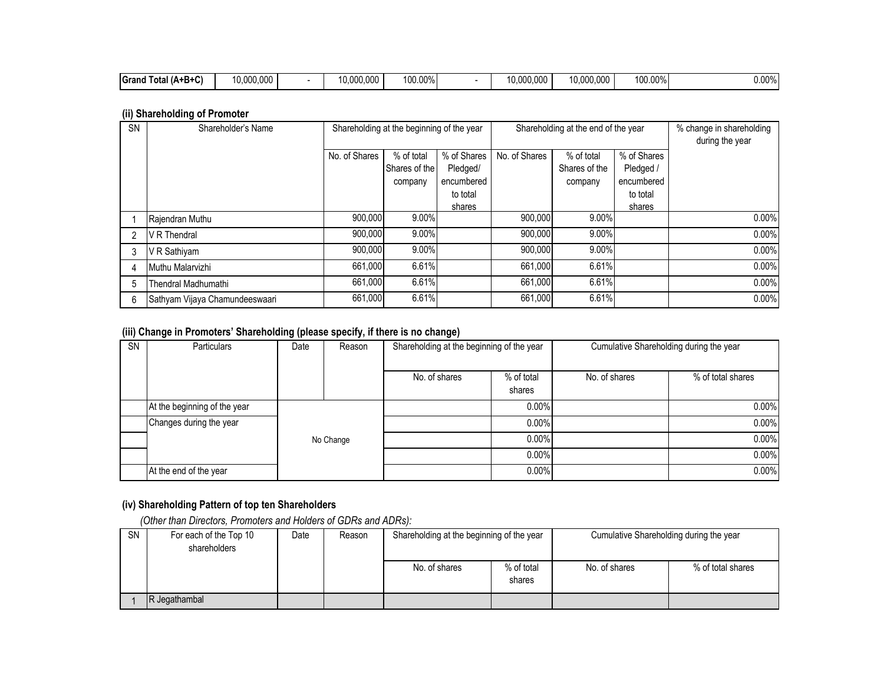| Grand Total (A+B+C) | 10,000,000 | - | 10,000,000 | 100.00% | - | 10,000,000 | 10,000,000 | 100.00% | 0.00% |
|---|---|---|---|---|---|---|---|---|---|

### (ii) Shareholding of Promoter

| SN | Shareholder's Name | Shareholding at the beginning of the year | | | Shareholding at the end of the year | | | % change in shareholding during the year |
|---|---|---|---|---|---|---|---|---|
| | | No. of Shares | % of total Shares of the company | % of Shares Pledged/ encumbered to total shares | No. of Shares | % of total Shares of the company | % of Shares Pledged / encumbered to total shares | |
| 1 | Rajendran Muthu | 900,000 | 9.00% | | 900,000 | 9.00% | | 0.00% |
| 2 | V R Thendral | 900,000 | 9.00% | | 900,000 | 9.00% | | 0.00% |
| 3 | V R Sathiyam | 900,000 | 9.00% | | 900,000 | 9.00% | | 0.00% |
| 4 | Muthu Malarvizhi | 661,000 | 6.61% | | 661,000 | 6.61% | | 0.00% |
| 5 | Thendral Madhumathi | 661,000 | 6.61% | | 661,000 | 6.61% | | 0.00% |
| 6 | Sathyam Vijaya Chamundeeswaari | 661,000 | 6.61% | | 661,000 | 6.61% | | 0.00% |

### (iii) Change in Promoters' Shareholding (please specify, if there is no change)

| SN | Particulars | Date | Reason | Shareholding at the beginning of the year | | Cumulative Shareholding during the year | |
|---|---|---|---|---|---|---|---|
| | | | | No. of shares | % of total shares | No. of shares | % of total shares |
| | At the beginning of the year | No Change | | | 0.00% | | 0.00% |
| | Changes during the year | | | | 0.00% | | 0.00% |
| | | | | | 0.00% | | 0.00% |
| | | | | | 0.00% | | 0.00% |
| | At the end of the year | | | | 0.00% | | 0.00% |

### (iv) Shareholding Pattern of top ten Shareholders

*(Other than Directors, Promoters and Holders of GDRs and ADRs):*

| SN | For each of the Top 10 shareholders | Date | Reason | Shareholding at the beginning of the year | | Cumulative Shareholding during the year | |
|---|---|---|---|---|---|---|---|
| | | | | No. of shares | % of total shares | No. of shares | % of total shares |
| 1 | R Jegathambal | | | | | | |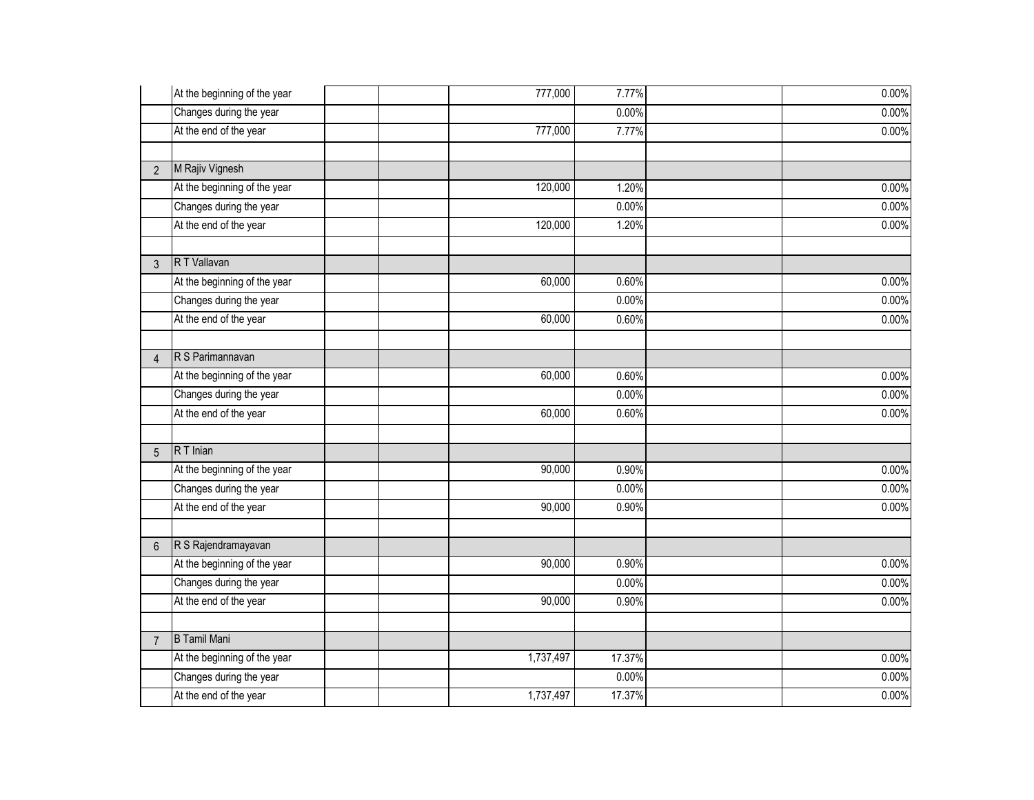| | | | | | | | |
|---|---|---|---|---|---|---|---|
| | At the beginning of the year | | | 777,000 | 7.77% | | 0.00% |
| | Changes during the year | | | | 0.00% | | 0.00% |
| | At the end of the year | | | 777,000 | 7.77% | | 0.00% |
| | | | | | | | |
| 2 | M Rajiv Vignesh | | | | | | |
| | At the beginning of the year | | | 120,000 | 1.20% | | 0.00% |
| | Changes during the year | | | | 0.00% | | 0.00% |
| | At the end of the year | | | 120,000 | 1.20% | | 0.00% |
| | | | | | | | |
| 3 | R T Vallavan | | | | | | |
| | At the beginning of the year | | | 60,000 | 0.60% | | 0.00% |
| | Changes during the year | | | | 0.00% | | 0.00% |
| | At the end of the year | | | 60,000 | 0.60% | | 0.00% |
| | | | | | | | |
| 4 | R S Parimannavan | | | | | | |
| | At the beginning of the year | | | 60,000 | 0.60% | | 0.00% |
| | Changes during the year | | | | 0.00% | | 0.00% |
| | At the end of the year | | | 60,000 | 0.60% | | 0.00% |
| | | | | | | | |
| 5 | R T Inian | | | | | | |
| | At the beginning of the year | | | 90,000 | 0.90% | | 0.00% |
| | Changes during the year | | | | 0.00% | | 0.00% |
| | At the end of the year | | | 90,000 | 0.90% | | 0.00% |
| | | | | | | | |
| 6 | R S Rajendramayavan | | | | | | |
| | At the beginning of the year | | | 90,000 | 0.90% | | 0.00% |
| | Changes during the year | | | | 0.00% | | 0.00% |
| | At the end of the year | | | 90,000 | 0.90% | | 0.00% |
| | | | | | | | |
| 7 | B Tamil Mani | | | | | | |
| | At the beginning of the year | | | 1,737,497 | 17.37% | | 0.00% |
| | Changes during the year | | | | 0.00% | | 0.00% |
| | At the end of the year | | | 1,737,497 | 17.37% | | 0.00% |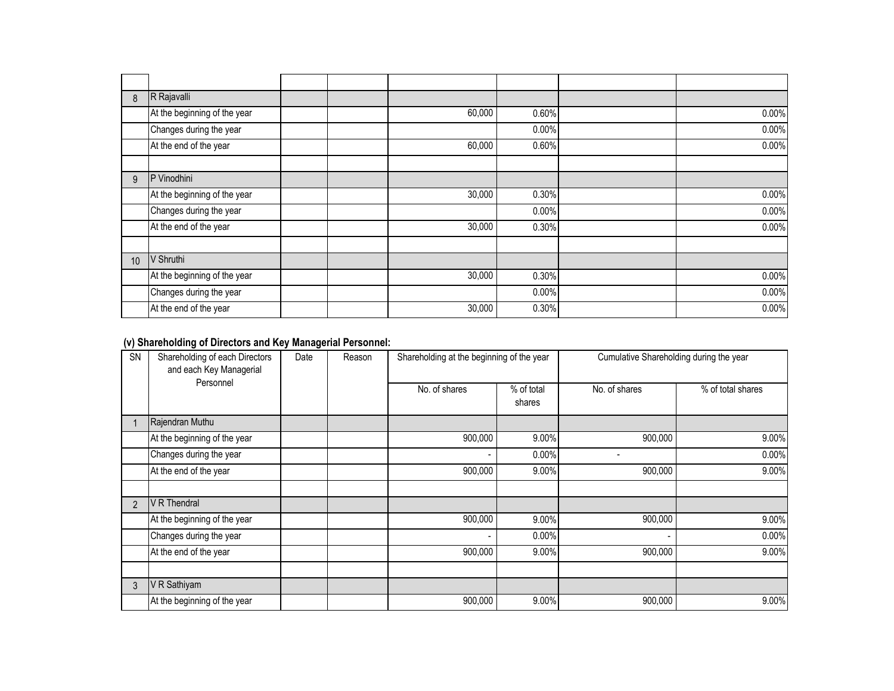| | | | | | | | |
|---|---|---|---|---|---|---|---|
| 8 | R Rajavalli | | | | | | |
| | At the beginning of the year | | | 60,000 | 0.60% | | 0.00% |
| | Changes during the year | | | | 0.00% | | 0.00% |
| | At the end of the year | | | 60,000 | 0.60% | | 0.00% |
| | | | | | | | |
| 9 | P Vinodhini | | | | | | |
| | At the beginning of the year | | | 30,000 | 0.30% | | 0.00% |
| | Changes during the year | | | | 0.00% | | 0.00% |
| | At the end of the year | | | 30,000 | 0.30% | | 0.00% |
| | | | | | | | |
| 10 | V Shruthi | | | | | | |
| | At the beginning of the year | | | 30,000 | 0.30% | | 0.00% |
| | Changes during the year | | | | 0.00% | | 0.00% |
| | At the end of the year | | | 30,000 | 0.30% | | 0.00% |

**(v) Shareholding of Directors and Key Managerial Personnel:**

| SN | Shareholding of each Directors and each Key Managerial Personnel | Date | Reason | Shareholding at the beginning of the year | | Cumulative Shareholding during the year | |
|---|---|---|---|---|---|---|---|
| | | | | No. of shares | % of total shares | No. of shares | % of total shares |
| 1 | Rajendran Muthu | | | | | | |
| | At the beginning of the year | | | 900,000 | 9.00% | 900,000 | 9.00% |
| | Changes during the year | | | - | 0.00% | - | 0.00% |
| | At the end of the year | | | 900,000 | 9.00% | 900,000 | 9.00% |
| | | | | | | | |
| 2 | V R Thendral | | | | | | |
| | At the beginning of the year | | | 900,000 | 9.00% | 900,000 | 9.00% |
| | Changes during the year | | | - | 0.00% | - | 0.00% |
| | At the end of the year | | | 900,000 | 9.00% | 900,000 | 9.00% |
| | | | | | | | |
| 3 | V R Sathiyam | | | | | | |
| | At the beginning of the year | | | 900,000 | 9.00% | 900,000 | 9.00% |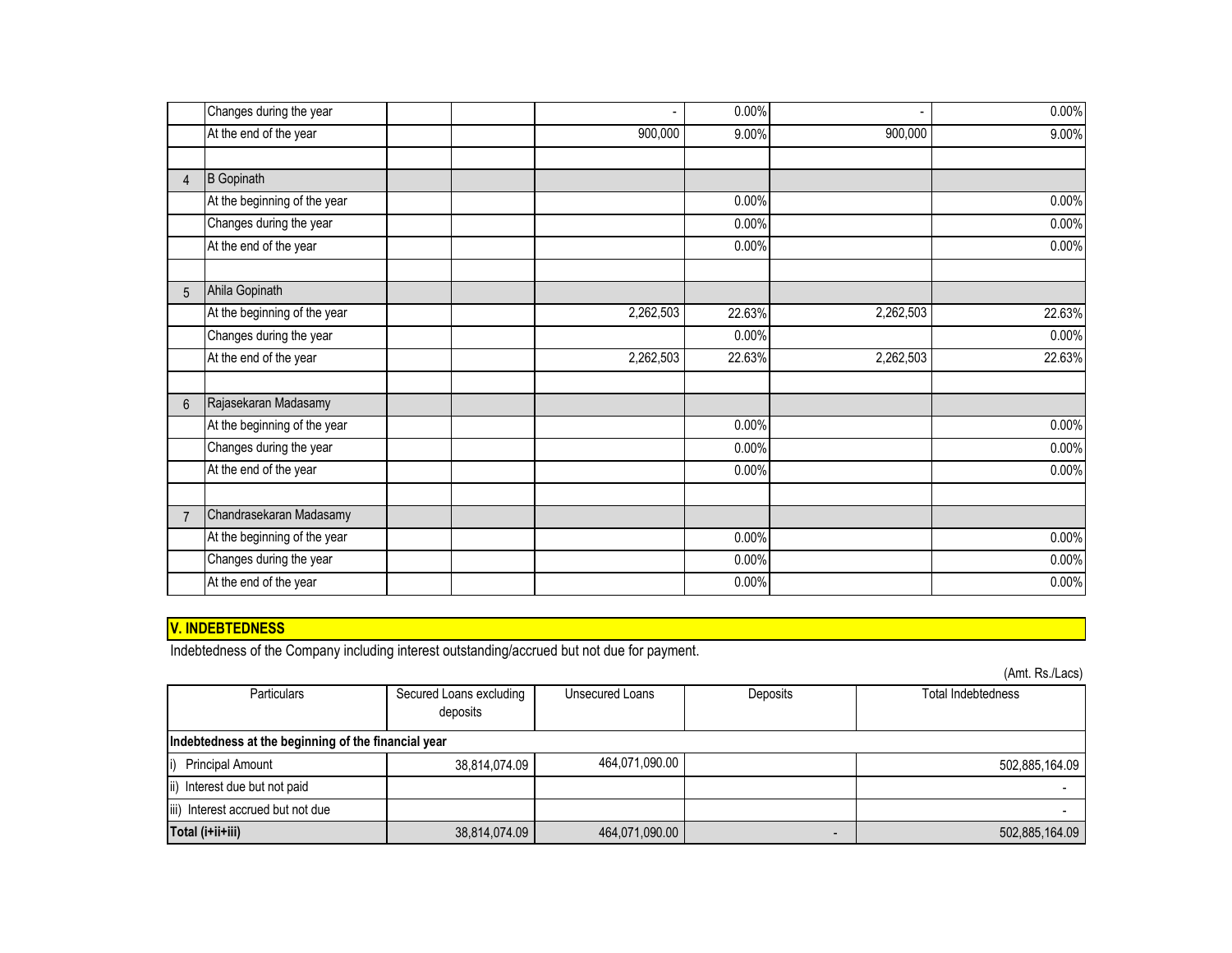| | | | | | | | |
|---|---|---|---|---|---|---|---|
| | Changes during the year | | | - | 0.00% | - | 0.00% |
| | At the end of the year | | | 900,000 | 9.00% | 900,000 | 9.00% |
| | | | | | | | |
| 4 | B Gopinath | | | | | | |
| | At the beginning of the year | | | | 0.00% | | 0.00% |
| | Changes during the year | | | | 0.00% | | 0.00% |
| | At the end of the year | | | | 0.00% | | 0.00% |
| | | | | | | | |
| 5 | Ahila Gopinath | | | | | | |
| | At the beginning of the year | | | 2,262,503 | 22.63% | 2,262,503 | 22.63% |
| | Changes during the year | | | | 0.00% | | 0.00% |
| | At the end of the year | | | 2,262,503 | 22.63% | 2,262,503 | 22.63% |
| | | | | | | | |
| 6 | Rajasekaran Madasamy | | | | | | |
| | At the beginning of the year | | | | 0.00% | | 0.00% |
| | Changes during the year | | | | 0.00% | | 0.00% |
| | At the end of the year | | | | 0.00% | | 0.00% |
| | | | | | | | |
| 7 | Chandrasekaran Madasamy | | | | | | |
| | At the beginning of the year | | | | 0.00% | | 0.00% |
| | Changes during the year | | | | 0.00% | | 0.00% |
| | At the end of the year | | | | 0.00% | | 0.00% |

## V. INDEBTEDNESS

Indebtedness of the Company including interest outstanding/accrued but not due for payment.

(Amt. Rs./Lacs)

| Particulars | Secured Loans excluding deposits | Unsecured Loans | Deposits | Total Indebtedness |
|---|---|---|---|---|
| **Indebtedness at the beginning of the financial year** | | | | |
| i) Principal Amount | 38,814,074.09 | 464,071,090.00 | | 502,885,164.09 |
| ii) Interest due but not paid | | | | - |
| iii) Interest accrued but not due | | | | - |
| **Total (i+ii+iii)** | 38,814,074.09 | 464,071,090.00 | - | 502,885,164.09 |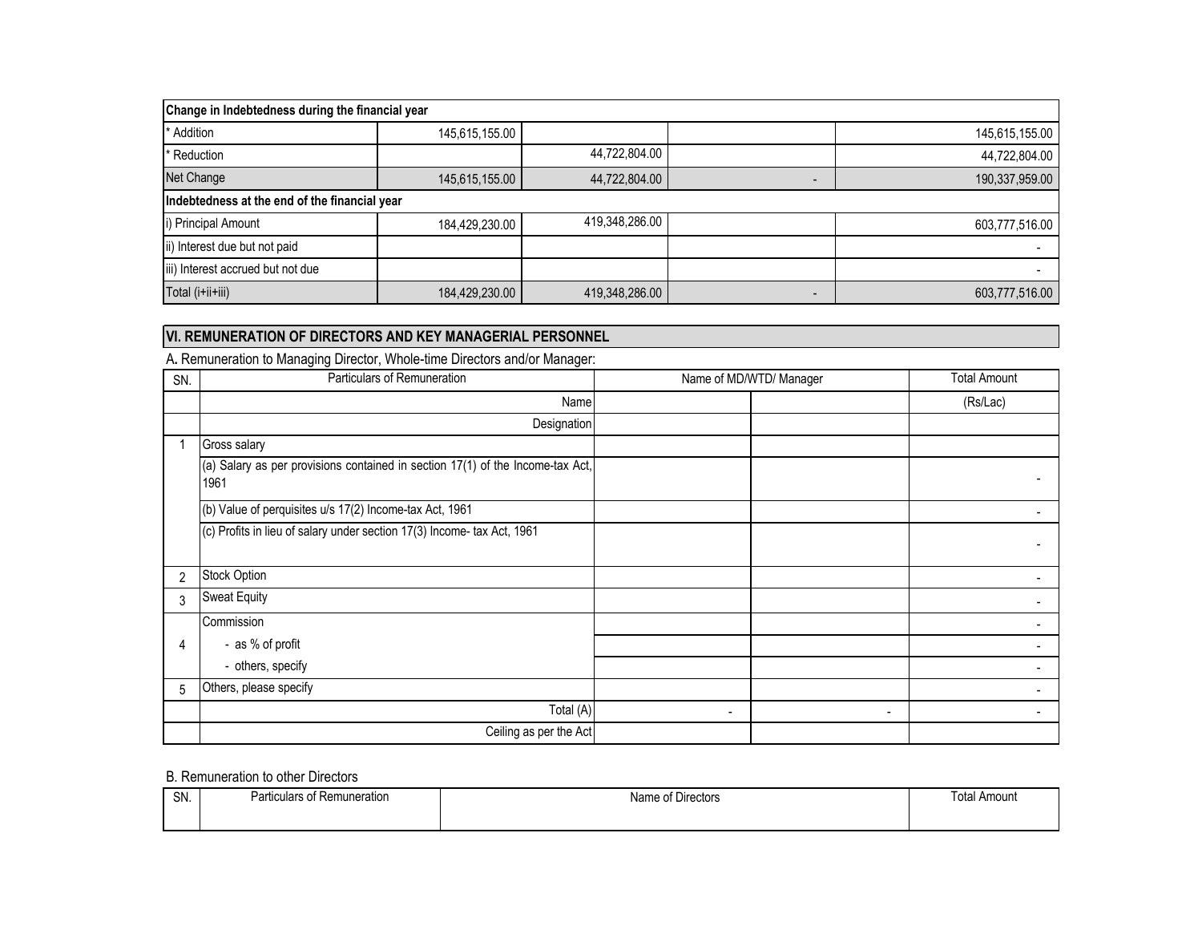| Change in Indebtedness during the financial year | | | | |
|---|---|---|---|---|
| * Addition | 145,615,155.00 | | | 145,615,155.00 |
| * Reduction | | 44,722,804.00 | | 44,722,804.00 |
| Net Change | 145,615,155.00 | 44,722,804.00 | - | 190,337,959.00 |
| **Indebtedness at the end of the financial year** | | | | |
| i) Principal Amount | 184,429,230.00 | 419,348,286.00 | | 603,777,516.00 |
| ii) Interest due but not paid | | | | - |
| iii) Interest accrued but not due | | | | - |
| Total (i+ii+iii) | 184,429,230.00 | 419,348,286.00 | - | 603,777,516.00 |

## VI. REMUNERATION OF DIRECTORS AND KEY MANAGERIAL PERSONNEL

A. Remuneration to Managing Director, Whole-time Directors and/or Manager:

| SN. | Particulars of Remuneration | Name of MD/WTD/ Manager | | Total Amount |
|---|---|---|---|---|
| | Name | | | (Rs/Lac) |
| | Designation | | | |
| 1 | Gross salary | | | |
| | (a) Salary as per provisions contained in section 17(1) of the Income-tax Act, 1961 | | | - |
| | (b) Value of perquisites u/s 17(2) Income-tax Act, 1961 | | | - |
| | (c) Profits in lieu of salary under section 17(3) Income- tax Act, 1961 | | | - |
| 2 | Stock Option | | | - |
| 3 | Sweat Equity | | | - |
| 4 | Commission | | | - |
| | - as % of profit | | | - |
| | - others, specify | | | - |
| 5 | Others, please specify | | | - |
| | Total (A) | - | - | - |
| | Ceiling as per the Act | | | |

B. Remuneration to other Directors

| SN. | Particulars of Remuneration | Name of Directors | Total Amount |
|---|---|---|---|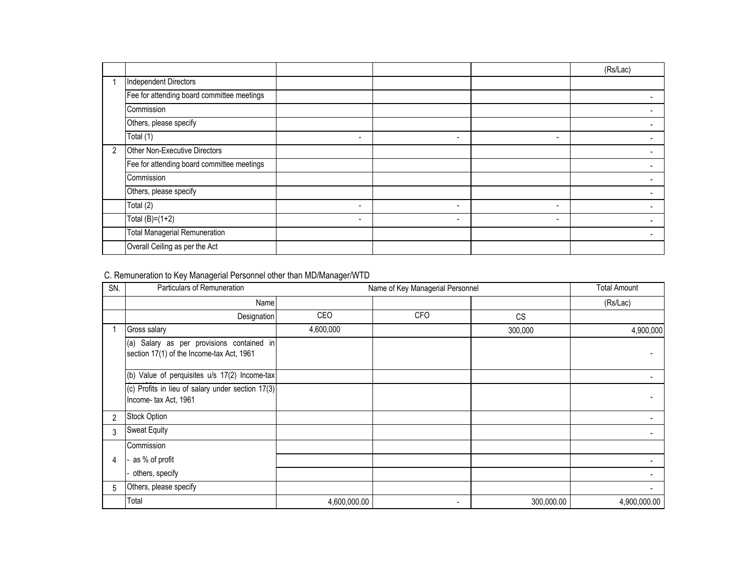| | | | | | (Rs/Lac) |
|---|---|---|---|---|---|
| 1 | Independent Directors | | | | |
| | Fee for attending board committee meetings | | | | - |
| | Commission | | | | - |
| | Others, please specify | | | | - |
| | Total (1) | - | - | - | - |
| 2 | Other Non-Executive Directors | | | | - |
| | Fee for attending board committee meetings | | | | - |
| | Commission | | | | - |
| | Others, please specify | | | | - |
| | Total (2) | - | - | - | - |
| | Total (B)=(1+2) | - | - | - | - |
| | Total Managerial Remuneration | | | | - |
| | Overall Ceiling as per the Act | | | | |

C. Remuneration to Key Managerial Personnel other than MD/Manager/WTD

| SN. | Particulars of Remuneration | Name of Key Managerial Personnel | | | Total Amount |
|---|---|---|---|---|---|
| | Name | | | | (Rs/Lac) |
| | Designation | CEO | CFO | CS | |
| 1 | Gross salary | 4,600,000 | | 300,000 | 4,900,000 |
| | (a) Salary as per provisions contained in section 17(1) of the Income-tax Act, 1961 | | | | - |
| | (b) Value of perquisites u/s 17(2) Income-tax Act, 1961 | | | | - |
| | (c) Profits in lieu of salary under section 17(3) Income- tax Act, 1961 | | | | - |
| 2 | Stock Option | | | | - |
| 3 | Sweat Equity | | | | - |
| 4 | Commission | | | | |
| | - as % of profit | | | | - |
| | - others, specify | | | | - |
| 5 | Others, please specify | | | | - |
| | Total | 4,600,000.00 | - | 300,000.00 | 4,900,000.00 |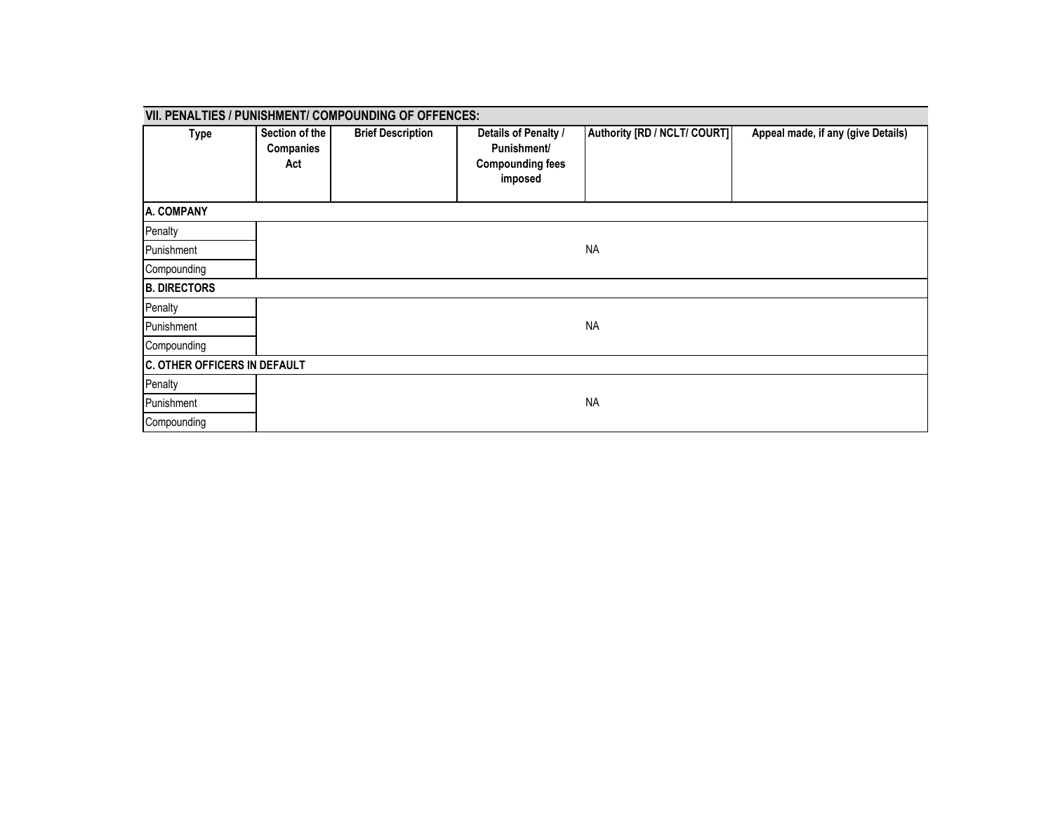## VII. PENALTIES / PUNISHMENT/ COMPOUNDING OF OFFENCES:

| Type | Section of the Companies Act | Brief Description | Details of Penalty / Punishment/ Compounding fees imposed | Authority [RD / NCLT/ COURT] | Appeal made, if any (give Details) |
|---|---|---|---|---|---|
| **A. COMPANY** | | | | | |
| Penalty | | | | | |
| Punishment | | | | NA | |
| Compounding | | | | | |
| **B. DIRECTORS** | | | | | |
| Penalty | | | | | |
| Punishment | | | | NA | |
| Compounding | | | | | |
| **C. OTHER OFFICERS IN DEFAULT** | | | | | |
| Penalty | | | | | |
| Punishment | | | | NA | |
| Compounding | | | | | |